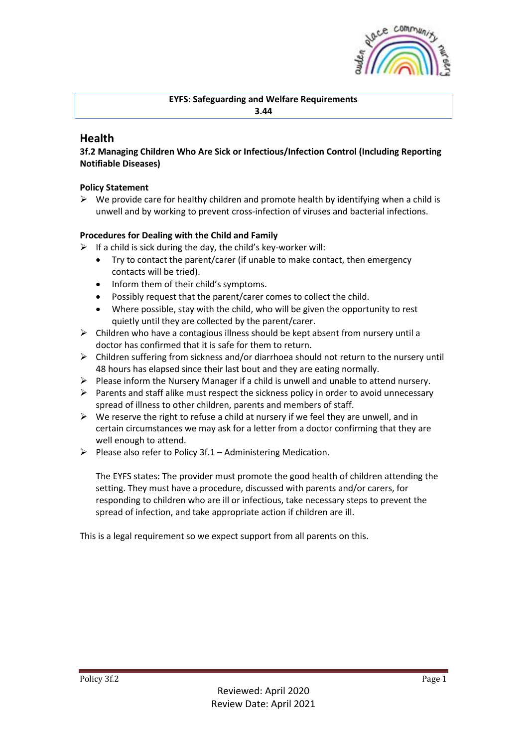**EYFS: Safeguarding and Welfare Requirements**
**3.44**

## Health

### 3f.2 Managing Children Who Are Sick or Infectious/Infection Control (Including Reporting Notifiable Diseases)

**Policy Statement**

- We provide care for healthy children and promote health by identifying when a child is unwell and by working to prevent cross-infection of viruses and bacterial infections.

**Procedures for Dealing with the Child and Family**

- If a child is sick during the day, the child's key-worker will:
  - Try to contact the parent/carer (if unable to make contact, then emergency contacts will be tried).
  - Inform them of their child's symptoms.
  - Possibly request that the parent/carer comes to collect the child.
  - Where possible, stay with the child, who will be given the opportunity to rest quietly until they are collected by the parent/carer.
- Children who have a contagious illness should be kept absent from nursery until a doctor has confirmed that it is safe for them to return.
- Children suffering from sickness and/or diarrhoea should not return to the nursery until 48 hours has elapsed since their last bout and they are eating normally.
- Please inform the Nursery Manager if a child is unwell and unable to attend nursery.
- Parents and staff alike must respect the sickness policy in order to avoid unnecessary spread of illness to other children, parents and members of staff.
- We reserve the right to refuse a child at nursery if we feel they are unwell, and in certain circumstances we may ask for a letter from a doctor confirming that they are well enough to attend.
- Please also refer to Policy 3f.1 – Administering Medication.

  The EYFS states: The provider must promote the good health of children attending the setting. They must have a procedure, discussed with parents and/or carers, for responding to children who are ill or infectious, take necessary steps to prevent the spread of infection, and take appropriate action if children are ill.

This is a legal requirement so we expect support from all parents on this.

Reviewed: April 2020
Review Date: April 2021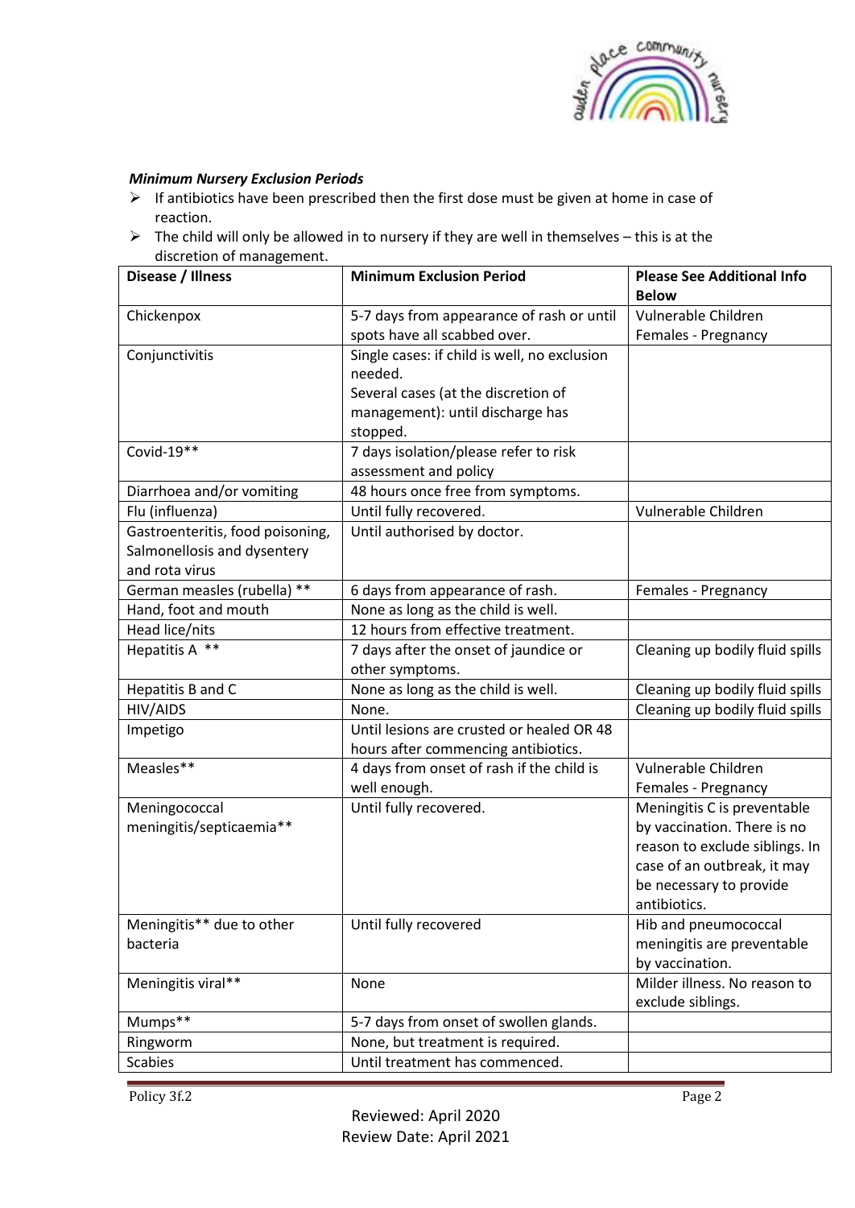***Minimum Nursery Exclusion Periods***

- If antibiotics have been prescribed then the first dose must be given at home in case of reaction.
- The child will only be allowed in to nursery if they are well in themselves – this is at the discretion of management.

| Disease / Illness | Minimum Exclusion Period | Please See Additional Info Below |
|---|---|---|
| Chickenpox | 5-7 days from appearance of rash or until spots have all scabbed over. | Vulnerable Children<br>Females - Pregnancy |
| Conjunctivitis | Single cases: if child is well, no exclusion needed.<br>Several cases (at the discretion of management): until discharge has stopped. | |
| Covid-19** | 7 days isolation/please refer to risk assessment and policy | |
| Diarrhoea and/or vomiting | 48 hours once free from symptoms. | |
| Flu (influenza) | Until fully recovered. | Vulnerable Children |
| Gastroenteritis, food poisoning, Salmonellosis and dysentery and rota virus | Until authorised by doctor. | |
| German measles (rubella) ** | 6 days from appearance of rash. | Females - Pregnancy |
| Hand, foot and mouth | None as long as the child is well. | |
| Head lice/nits | 12 hours from effective treatment. | |
| Hepatitis A ** | 7 days after the onset of jaundice or other symptoms. | Cleaning up bodily fluid spills |
| Hepatitis B and C | None as long as the child is well. | Cleaning up bodily fluid spills |
| HIV/AIDS | None. | Cleaning up bodily fluid spills |
| Impetigo | Until lesions are crusted or healed OR 48 hours after commencing antibiotics. | |
| Measles** | 4 days from onset of rash if the child is well enough. | Vulnerable Children<br>Females - Pregnancy |
| Meningococcal meningitis/septicaemia** | Until fully recovered. | Meningitis C is preventable by vaccination. There is no reason to exclude siblings. In case of an outbreak, it may be necessary to provide antibiotics. |
| Meningitis** due to other bacteria | Until fully recovered | Hib and pneumococcal meningitis are preventable by vaccination. |
| Meningitis viral** | None | Milder illness. No reason to exclude siblings. |
| Mumps** | 5-7 days from onset of swollen glands. | |
| Ringworm | None, but treatment is required. | |
| Scabies | Until treatment has commenced. | |

Policy 3f.2

Reviewed: April 2020
Review Date: April 2021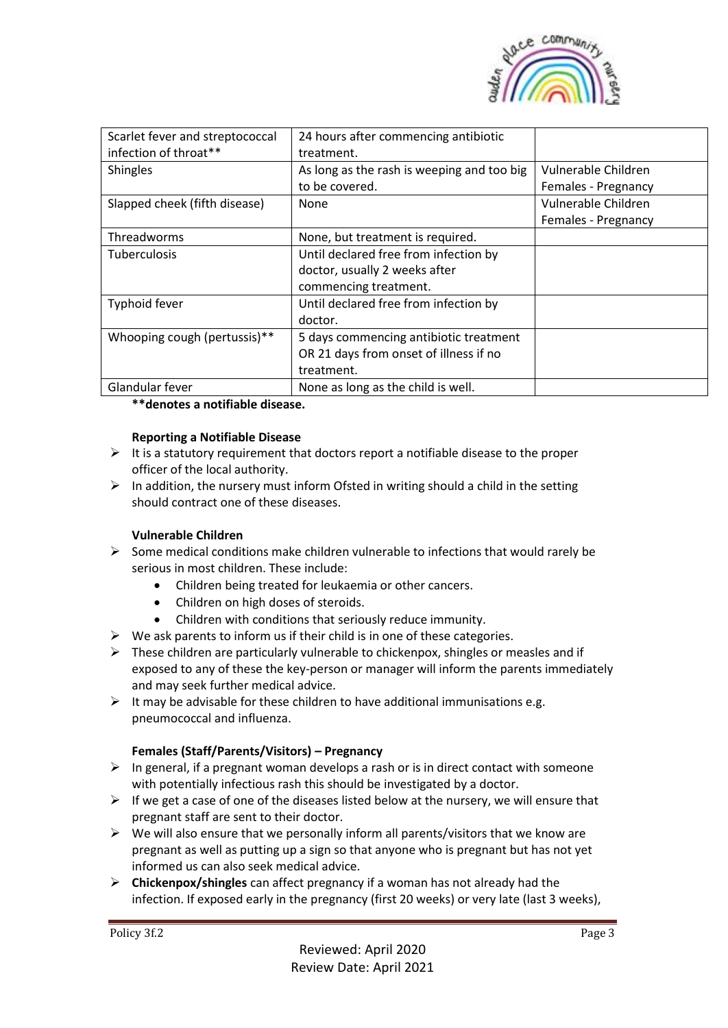| Scarlet fever and streptococcal infection of throat** | 24 hours after commencing antibiotic treatment. | |
|---|---|---|
| Shingles | As long as the rash is weeping and too big to be covered. | Vulnerable Children Females - Pregnancy |
| Slapped cheek (fifth disease) | None | Vulnerable Children Females - Pregnancy |
| Threadworms | None, but treatment is required. | |
| Tuberculosis | Until declared free from infection by doctor, usually 2 weeks after commencing treatment. | |
| Typhoid fever | Until declared free from infection by doctor. | |
| Whooping cough (pertussis)** | 5 days commencing antibiotic treatment OR 21 days from onset of illness if no treatment. | |
| Glandular fever | None as long as the child is well. | |

****denotes a notifiable disease.**

**Reporting a Notifiable Disease**

- It is a statutory requirement that doctors report a notifiable disease to the proper officer of the local authority.
- In addition, the nursery must inform Ofsted in writing should a child in the setting should contract one of these diseases.

**Vulnerable Children**

- Some medical conditions make children vulnerable to infections that would rarely be serious in most children. These include:
  - Children being treated for leukaemia or other cancers.
  - Children on high doses of steroids.
  - Children with conditions that seriously reduce immunity.
- We ask parents to inform us if their child is in one of these categories.
- These children are particularly vulnerable to chickenpox, shingles or measles and if exposed to any of these the key-person or manager will inform the parents immediately and may seek further medical advice.
- It may be advisable for these children to have additional immunisations e.g. pneumococcal and influenza.

**Females (Staff/Parents/Visitors) – Pregnancy**

- In general, if a pregnant woman develops a rash or is in direct contact with someone with potentially infectious rash this should be investigated by a doctor.
- If we get a case of one of the diseases listed below at the nursery, we will ensure that pregnant staff are sent to their doctor.
- We will also ensure that we personally inform all parents/visitors that we know are pregnant as well as putting up a sign so that anyone who is pregnant but has not yet informed us can also seek medical advice.
- **Chickenpox/shingles** can affect pregnancy if a woman has not already had the infection. If exposed early in the pregnancy (first 20 weeks) or very late (last 3 weeks),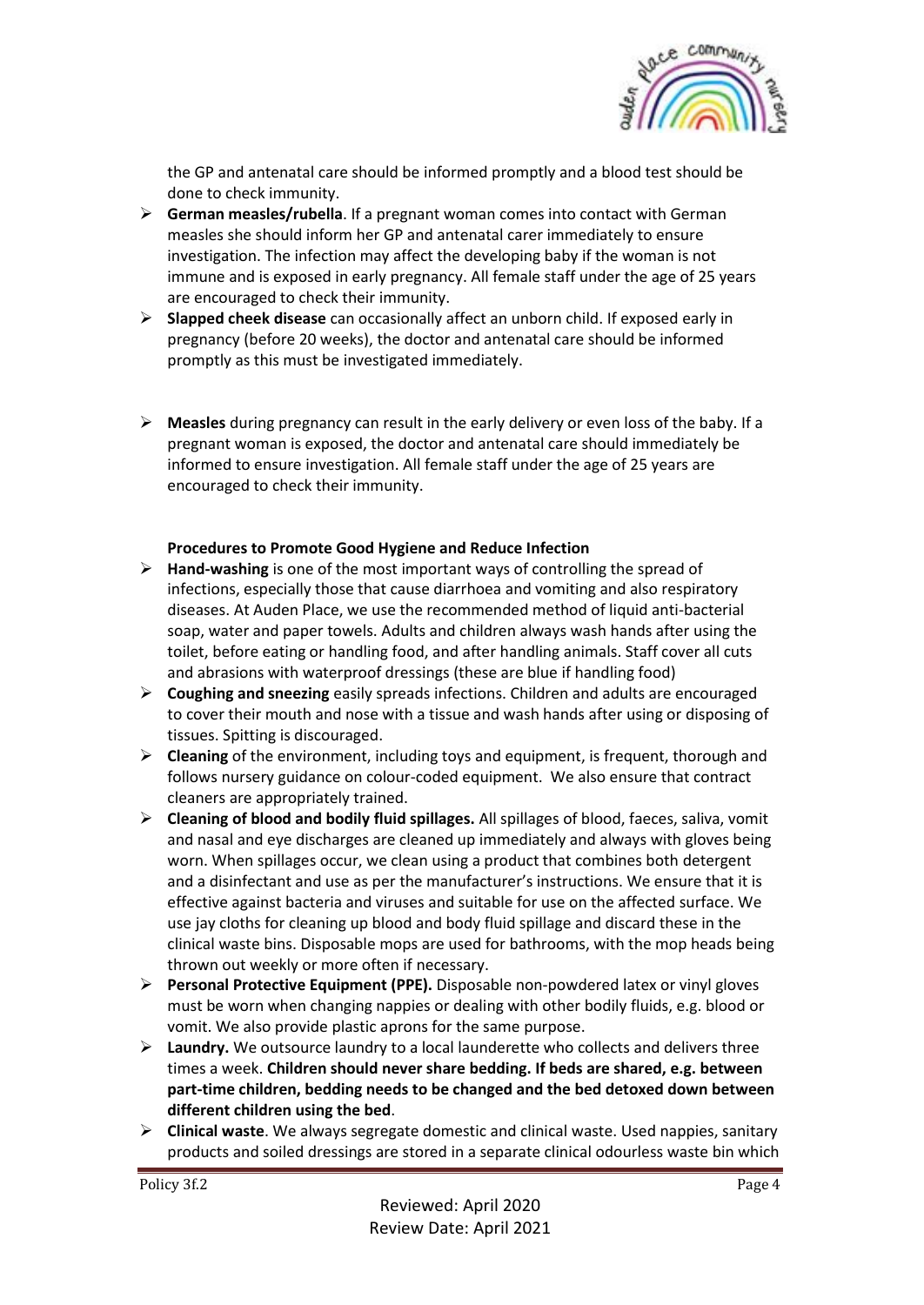the GP and antenatal care should be informed promptly and a blood test should be done to check immunity.

- **German measles/rubella**. If a pregnant woman comes into contact with German measles she should inform her GP and antenatal carer immediately to ensure investigation. The infection may affect the developing baby if the woman is not immune and is exposed in early pregnancy. All female staff under the age of 25 years are encouraged to check their immunity.
- **Slapped cheek disease** can occasionally affect an unborn child. If exposed early in pregnancy (before 20 weeks), the doctor and antenatal care should be informed promptly as this must be investigated immediately.
- **Measles** during pregnancy can result in the early delivery or even loss of the baby. If a pregnant woman is exposed, the doctor and antenatal care should immediately be informed to ensure investigation. All female staff under the age of 25 years are encouraged to check their immunity.

**Procedures to Promote Good Hygiene and Reduce Infection**

- **Hand-washing** is one of the most important ways of controlling the spread of infections, especially those that cause diarrhoea and vomiting and also respiratory diseases. At Auden Place, we use the recommended method of liquid anti-bacterial soap, water and paper towels. Adults and children always wash hands after using the toilet, before eating or handling food, and after handling animals. Staff cover all cuts and abrasions with waterproof dressings (these are blue if handling food)
- **Coughing and sneezing** easily spreads infections. Children and adults are encouraged to cover their mouth and nose with a tissue and wash hands after using or disposing of tissues. Spitting is discouraged.
- **Cleaning** of the environment, including toys and equipment, is frequent, thorough and follows nursery guidance on colour-coded equipment. We also ensure that contract cleaners are appropriately trained.
- **Cleaning of blood and bodily fluid spillages.** All spillages of blood, faeces, saliva, vomit and nasal and eye discharges are cleaned up immediately and always with gloves being worn. When spillages occur, we clean using a product that combines both detergent and a disinfectant and use as per the manufacturer's instructions. We ensure that it is effective against bacteria and viruses and suitable for use on the affected surface. We use jay cloths for cleaning up blood and body fluid spillage and discard these in the clinical waste bins. Disposable mops are used for bathrooms, with the mop heads being thrown out weekly or more often if necessary.
- **Personal Protective Equipment (PPE).** Disposable non-powdered latex or vinyl gloves must be worn when changing nappies or dealing with other bodily fluids, e.g. blood or vomit. We also provide plastic aprons for the same purpose.
- **Laundry.** We outsource laundry to a local launderette who collects and delivers three times a week. **Children should never share bedding. If beds are shared, e.g. between part-time children, bedding needs to be changed and the bed detoxed down between different children using the bed**.
- **Clinical waste**. We always segregate domestic and clinical waste. Used nappies, sanitary products and soiled dressings are stored in a separate clinical odourless waste bin which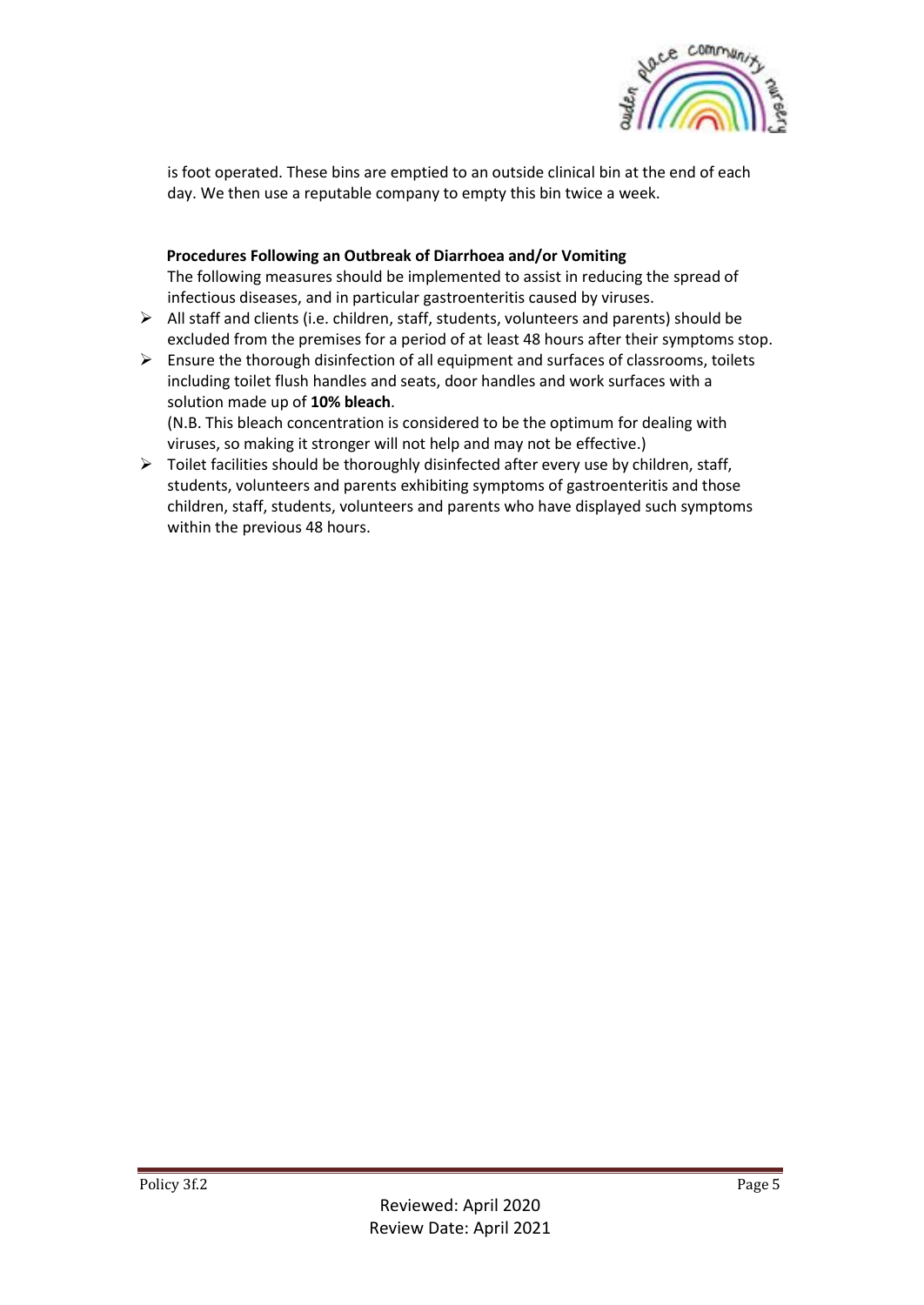is foot operated. These bins are emptied to an outside clinical bin at the end of each day. We then use a reputable company to empty this bin twice a week.

**Procedures Following an Outbreak of Diarrhoea and/or Vomiting**

The following measures should be implemented to assist in reducing the spread of infectious diseases, and in particular gastroenteritis caused by viruses.

- All staff and clients (i.e. children, staff, students, volunteers and parents) should be excluded from the premises for a period of at least 48 hours after their symptoms stop.
- Ensure the thorough disinfection of all equipment and surfaces of classrooms, toilets including toilet flush handles and seats, door handles and work surfaces with a solution made up of **10% bleach**.
  (N.B. This bleach concentration is considered to be the optimum for dealing with viruses, so making it stronger will not help and may not be effective.)
- Toilet facilities should be thoroughly disinfected after every use by children, staff, students, volunteers and parents exhibiting symptoms of gastroenteritis and those children, staff, students, volunteers and parents who have displayed such symptoms within the previous 48 hours.

Reviewed: April 2020
Review Date: April 2021